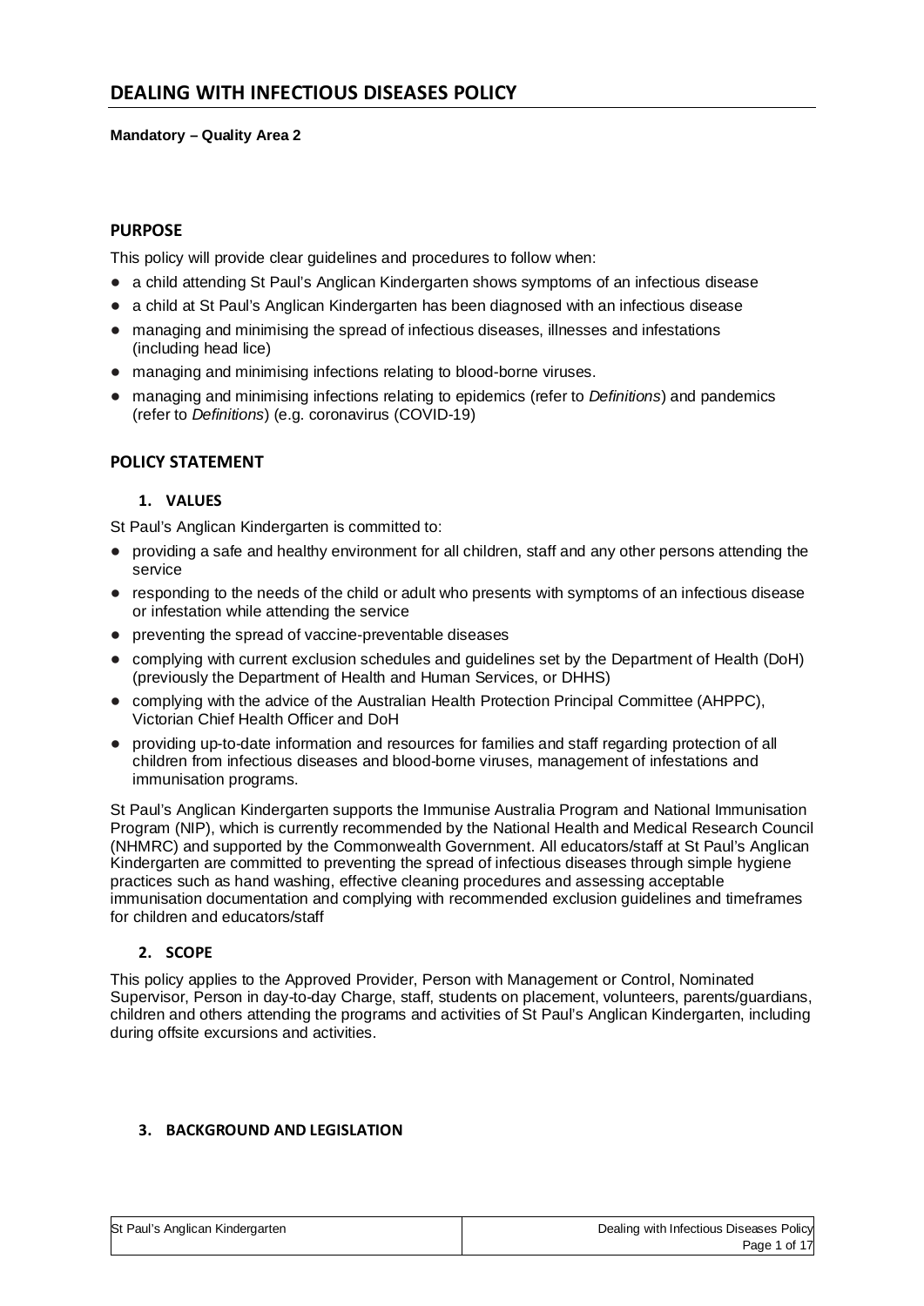# DEALING WITH INFECTIOUS DISEASES POLICY

**Mandatory – Quality Area 2**

## PURPOSE

This policy will provide clear guidelines and procedures to follow when:

- a child attending St Paul's Anglican Kindergarten shows symptoms of an infectious disease
- a child at St Paul's Anglican Kindergarten has been diagnosed with an infectious disease
- managing and minimising the spread of infectious diseases, illnesses and infestations (including head lice)
- managing and minimising infections relating to blood-borne viruses.
- managing and minimising infections relating to epidemics (refer to *Definitions*) and pandemics (refer to *Definitions*) (e.g. coronavirus (COVID-19)

## POLICY STATEMENT

### 1. VALUES

St Paul's Anglican Kindergarten is committed to:

- providing a safe and healthy environment for all children, staff and any other persons attending the service
- responding to the needs of the child or adult who presents with symptoms of an infectious disease or infestation while attending the service
- preventing the spread of vaccine-preventable diseases
- complying with current exclusion schedules and guidelines set by the Department of Health (DoH) (previously the Department of Health and Human Services, or DHHS)
- complying with the advice of the Australian Health Protection Principal Committee (AHPPC), Victorian Chief Health Officer and DoH
- providing up-to-date information and resources for families and staff regarding protection of all children from infectious diseases and blood-borne viruses, management of infestations and immunisation programs.

St Paul's Anglican Kindergarten supports the Immunise Australia Program and National Immunisation Program (NIP), which is currently recommended by the National Health and Medical Research Council (NHMRC) and supported by the Commonwealth Government. All educators/staff at St Paul's Anglican Kindergarten are committed to preventing the spread of infectious diseases through simple hygiene practices such as hand washing, effective cleaning procedures and assessing acceptable immunisation documentation and complying with recommended exclusion guidelines and timeframes for children and educators/staff

### 2. SCOPE

This policy applies to the Approved Provider, Person with Management or Control, Nominated Supervisor, Person in day-to-day Charge, staff, students on placement, volunteers, parents/guardians, children and others attending the programs and activities of St Paul's Anglican Kindergarten, including during offsite excursions and activities.

### 3. BACKGROUND AND LEGISLATION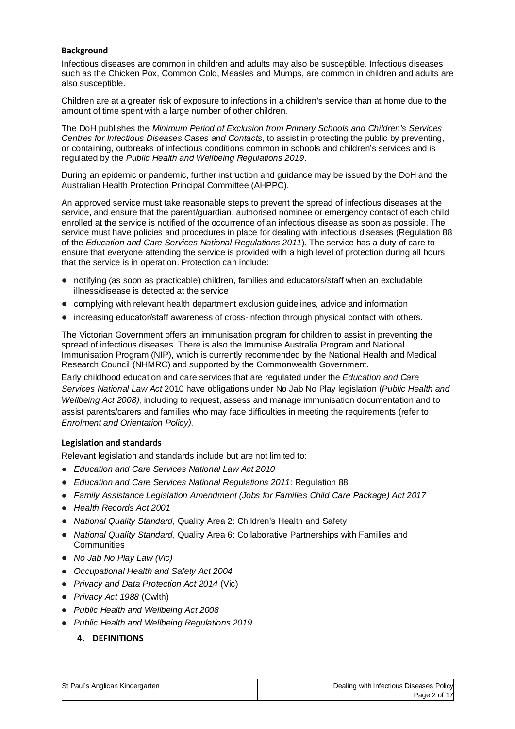**Background**

Infectious diseases are common in children and adults may also be susceptible. Infectious diseases such as the Chicken Pox, Common Cold, Measles and Mumps, are common in children and adults are also susceptible.

Children are at a greater risk of exposure to infections in a children's service than at home due to the amount of time spent with a large number of other children.

The DoH publishes the *Minimum Period of Exclusion from Primary Schools and Children's Services Centres for Infectious Diseases Cases and Contacts*, to assist in protecting the public by preventing, or containing, outbreaks of infectious conditions common in schools and children's services and is regulated by the *Public Health and Wellbeing Regulations 2019*.

During an epidemic or pandemic, further instruction and guidance may be issued by the DoH and the Australian Health Protection Principal Committee (AHPPC).

An approved service must take reasonable steps to prevent the spread of infectious diseases at the service, and ensure that the parent/guardian, authorised nominee or emergency contact of each child enrolled at the service is notified of the occurrence of an infectious disease as soon as possible. The service must have policies and procedures in place for dealing with infectious diseases (Regulation 88 of the *Education and Care Services National Regulations 2011*). The service has a duty of care to ensure that everyone attending the service is provided with a high level of protection during all hours that the service is in operation. Protection can include:

- notifying (as soon as practicable) children, families and educators/staff when an excludable illness/disease is detected at the service
- complying with relevant health department exclusion guidelines, advice and information
- increasing educator/staff awareness of cross-infection through physical contact with others.

The Victorian Government offers an immunisation program for children to assist in preventing the spread of infectious diseases. There is also the Immunise Australia Program and National Immunisation Program (NIP), which is currently recommended by the National Health and Medical Research Council (NHMRC) and supported by the Commonwealth Government.

Early childhood education and care services that are regulated under the *Education and Care Services National Law Act* 2010 have obligations under No Jab No Play legislation (*Public Health and Wellbeing Act 2008)*, including to request, assess and manage immunisation documentation and to assist parents/carers and families who may face difficulties in meeting the requirements (refer to *Enrolment and Orientation Policy).*

**Legislation and standards**

Relevant legislation and standards include but are not limited to:

- *Education and Care Services National Law Act 2010*
- *Education and Care Services National Regulations 2011*: Regulation 88
- *Family Assistance Legislation Amendment (Jobs for Families Child Care Package) Act 2017*
- *Health Records Act 2001*
- *National Quality Standard*, Quality Area 2: Children's Health and Safety
- *National Quality Standard*, Quality Area 6: Collaborative Partnerships with Families and Communities
- *No Jab No Play Law (Vic)*
- *Occupational Health and Safety Act 2004*
- *Privacy and Data Protection Act 2014* (Vic)
- *Privacy Act 1988* (Cwlth)
- *Public Health and Wellbeing Act 2008*
- *Public Health and Wellbeing Regulations 2019*

## 4. DEFINITIONS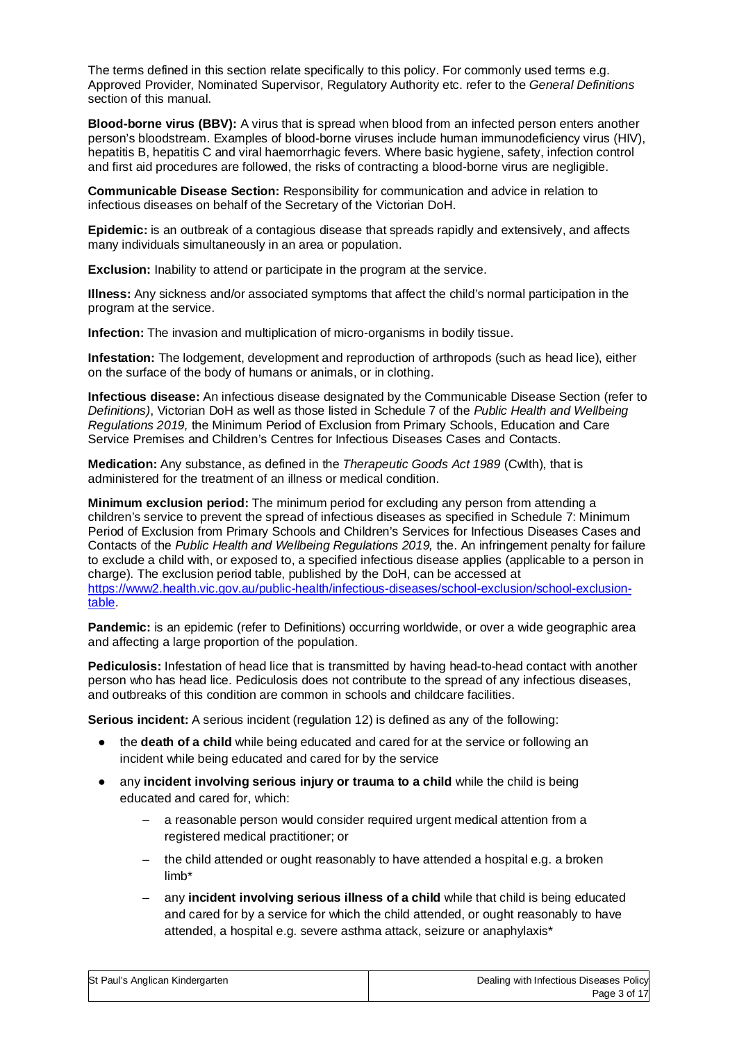The terms defined in this section relate specifically to this policy. For commonly used terms e.g. Approved Provider, Nominated Supervisor, Regulatory Authority etc. refer to the *General Definitions* section of this manual.

**Blood-borne virus (BBV):** A virus that is spread when blood from an infected person enters another person's bloodstream. Examples of blood-borne viruses include human immunodeficiency virus (HIV), hepatitis B, hepatitis C and viral haemorrhagic fevers. Where basic hygiene, safety, infection control and first aid procedures are followed, the risks of contracting a blood-borne virus are negligible.

**Communicable Disease Section:** Responsibility for communication and advice in relation to infectious diseases on behalf of the Secretary of the Victorian DoH.

**Epidemic:** is an outbreak of a contagious disease that spreads rapidly and extensively, and affects many individuals simultaneously in an area or population.

**Exclusion:** Inability to attend or participate in the program at the service.

**Illness:** Any sickness and/or associated symptoms that affect the child's normal participation in the program at the service.

**Infection:** The invasion and multiplication of micro-organisms in bodily tissue.

**Infestation:** The lodgement, development and reproduction of arthropods (such as head lice), either on the surface of the body of humans or animals, or in clothing.

**Infectious disease:** An infectious disease designated by the Communicable Disease Section (refer to *Definitions)*, Victorian DoH as well as those listed in Schedule 7 of the *Public Health and Wellbeing Regulations 2019,* the Minimum Period of Exclusion from Primary Schools, Education and Care Service Premises and Children's Centres for Infectious Diseases Cases and Contacts.

**Medication:** Any substance, as defined in the *Therapeutic Goods Act 1989* (Cwlth), that is administered for the treatment of an illness or medical condition.

**Minimum exclusion period:** The minimum period for excluding any person from attending a children's service to prevent the spread of infectious diseases as specified in Schedule 7: Minimum Period of Exclusion from Primary Schools and Children's Services for Infectious Diseases Cases and Contacts of the *Public Health and Wellbeing Regulations 2019,* the. An infringement penalty for failure to exclude a child with, or exposed to, a specified infectious disease applies (applicable to a person in charge). The exclusion period table, published by the DoH, can be accessed at [https://www2.health.vic.gov.au/public-health/infectious-diseases/school-exclusion/school-exclusion-table](https://www2.health.vic.gov.au/public-health/infectious-diseases/school-exclusion/school-exclusion-table).

**Pandemic:** is an epidemic (refer to Definitions) occurring worldwide, or over a wide geographic area and affecting a large proportion of the population.

**Pediculosis:** Infestation of head lice that is transmitted by having head-to-head contact with another person who has head lice. Pediculosis does not contribute to the spread of any infectious diseases, and outbreaks of this condition are common in schools and childcare facilities.

**Serious incident:** A serious incident (regulation 12) is defined as any of the following:

- the **death of a child** while being educated and cared for at the service or following an incident while being educated and cared for by the service
- any **incident involving serious injury or trauma to a child** while the child is being educated and cared for, which:
  - a reasonable person would consider required urgent medical attention from a registered medical practitioner; or
  - the child attended or ought reasonably to have attended a hospital e.g. a broken limb*
  - any **incident involving serious illness of a child** while that child is being educated and cared for by a service for which the child attended, or ought reasonably to have attended, a hospital e.g. severe asthma attack, seizure or anaphylaxis*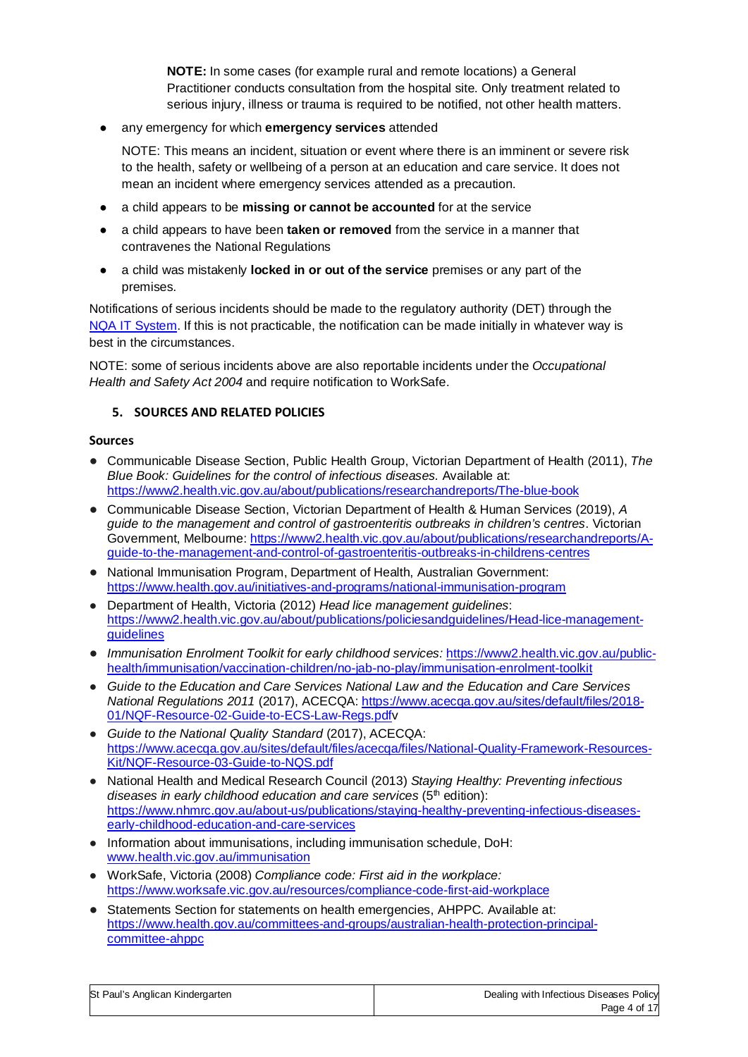**NOTE:** In some cases (for example rural and remote locations) a General Practitioner conducts consultation from the hospital site. Only treatment related to serious injury, illness or trauma is required to be notified, not other health matters.

- any emergency for which **emergency services** attended

  NOTE: This means an incident, situation or event where there is an imminent or severe risk to the health, safety or wellbeing of a person at an education and care service. It does not mean an incident where emergency services attended as a precaution.

- a child appears to be **missing or cannot be accounted** for at the service
- a child appears to have been **taken or removed** from the service in a manner that contravenes the National Regulations
- a child was mistakenly **locked in or out of the service** premises or any part of the premises.

Notifications of serious incidents should be made to the regulatory authority (DET) through the [NQA IT System](). If this is not practicable, the notification can be made initially in whatever way is best in the circumstances.

NOTE: some of serious incidents above are also reportable incidents under the *Occupational Health and Safety Act 2004* and require notification to WorkSafe.

## 5. SOURCES AND RELATED POLICIES

### Sources

- Communicable Disease Section, Public Health Group, Victorian Department of Health (2011), *The Blue Book: Guidelines for the control of infectious diseases.* Available at: https://www2.health.vic.gov.au/about/publications/researchandreports/The-blue-book
- Communicable Disease Section, Victorian Department of Health & Human Services (2019), *A guide to the management and control of gastroenteritis outbreaks in children's centres*. Victorian Government, Melbourne: https://www2.health.vic.gov.au/about/publications/researchandreports/A-guide-to-the-management-and-control-of-gastroenteritis-outbreaks-in-childrens-centres
- National Immunisation Program, Department of Health, Australian Government: https://www.health.gov.au/initiatives-and-programs/national-immunisation-program
- Department of Health, Victoria (2012) *Head lice management guidelines*: https://www2.health.vic.gov.au/about/publications/policiesandguidelines/Head-lice-management-guidelines
- *Immunisation Enrolment Toolkit for early childhood services:* https://www2.health.vic.gov.au/public-health/immunisation/vaccination-children/no-jab-no-play/immunisation-enrolment-toolkit
- *Guide to the Education and Care Services National Law and the Education and Care Services National Regulations 2011* (2017), ACECQA: https://www.acecqa.gov.au/sites/default/files/2018-01/NQF-Resource-02-Guide-to-ECS-Law-Regs.pdfv
- *Guide to the National Quality Standard* (2017), ACECQA: https://www.acecqa.gov.au/sites/default/files/acecqa/files/National-Quality-Framework-Resources-Kit/NQF-Resource-03-Guide-to-NQS.pdf
- National Health and Medical Research Council (2013) *Staying Healthy: Preventing infectious diseases in early childhood education and care services* (5th edition): https://www.nhmrc.gov.au/about-us/publications/staying-healthy-preventing-infectious-diseases-early-childhood-education-and-care-services
- Information about immunisations, including immunisation schedule, DoH: www.health.vic.gov.au/immunisation
- WorkSafe, Victoria (2008) *Compliance code: First aid in the workplace:* https://www.worksafe.vic.gov.au/resources/compliance-code-first-aid-workplace
- Statements Section for statements on health emergencies, AHPPC. Available at: https://www.health.gov.au/committees-and-groups/australian-health-protection-principal-committee-ahppc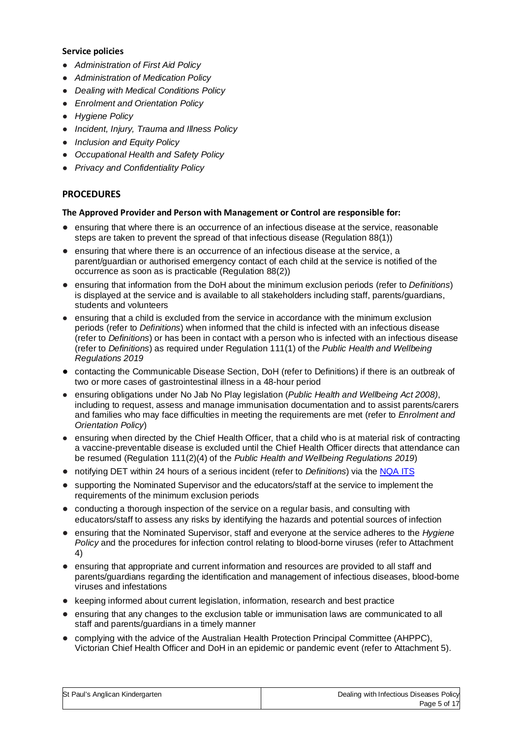**Service policies**

- *Administration of First Aid Policy*
- *Administration of Medication Policy*
- *Dealing with Medical Conditions Policy*
- *Enrolment and Orientation Policy*
- *Hygiene Policy*
- *Incident, Injury, Trauma and Illness Policy*
- *Inclusion and Equity Policy*
- *Occupational Health and Safety Policy*
- *Privacy and Confidentiality Policy*

## PROCEDURES

**The Approved Provider and Person with Management or Control are responsible for:**

- ensuring that where there is an occurrence of an infectious disease at the service, reasonable steps are taken to prevent the spread of that infectious disease (Regulation 88(1))
- ensuring that where there is an occurrence of an infectious disease at the service, a parent/guardian or authorised emergency contact of each child at the service is notified of the occurrence as soon as is practicable (Regulation 88(2))
- ensuring that information from the DoH about the minimum exclusion periods (refer to *Definitions*) is displayed at the service and is available to all stakeholders including staff, parents/guardians, students and volunteers
- ensuring that a child is excluded from the service in accordance with the minimum exclusion periods (refer to *Definitions*) when informed that the child is infected with an infectious disease (refer to *Definitions*) or has been in contact with a person who is infected with an infectious disease (refer to *Definitions*) as required under Regulation 111(1) of the *Public Health and Wellbeing Regulations 2019*
- contacting the Communicable Disease Section, DoH (refer to Definitions) if there is an outbreak of two or more cases of gastrointestinal illness in a 48-hour period
- ensuring obligations under No Jab No Play legislation (*Public Health and Wellbeing Act 2008)*, including to request, assess and manage immunisation documentation and to assist parents/carers and families who may face difficulties in meeting the requirements are met (refer to *Enrolment and Orientation Policy*)
- ensuring when directed by the Chief Health Officer, that a child who is at material risk of contracting a vaccine-preventable disease is excluded until the Chief Health Officer directs that attendance can be resumed (Regulation 111(2)(4) of the *Public Health and Wellbeing Regulations 2019*)
- notifying DET within 24 hours of a serious incident (refer to *Definitions*) via the NQA ITS
- supporting the Nominated Supervisor and the educators/staff at the service to implement the requirements of the minimum exclusion periods
- conducting a thorough inspection of the service on a regular basis, and consulting with educators/staff to assess any risks by identifying the hazards and potential sources of infection
- ensuring that the Nominated Supervisor, staff and everyone at the service adheres to the *Hygiene Policy* and the procedures for infection control relating to blood-borne viruses (refer to Attachment 4)
- ensuring that appropriate and current information and resources are provided to all staff and parents/guardians regarding the identification and management of infectious diseases, blood-borne viruses and infestations
- keeping informed about current legislation, information, research and best practice
- ensuring that any changes to the exclusion table or immunisation laws are communicated to all staff and parents/guardians in a timely manner
- complying with the advice of the Australian Health Protection Principal Committee (AHPPC), Victorian Chief Health Officer and DoH in an epidemic or pandemic event (refer to Attachment 5).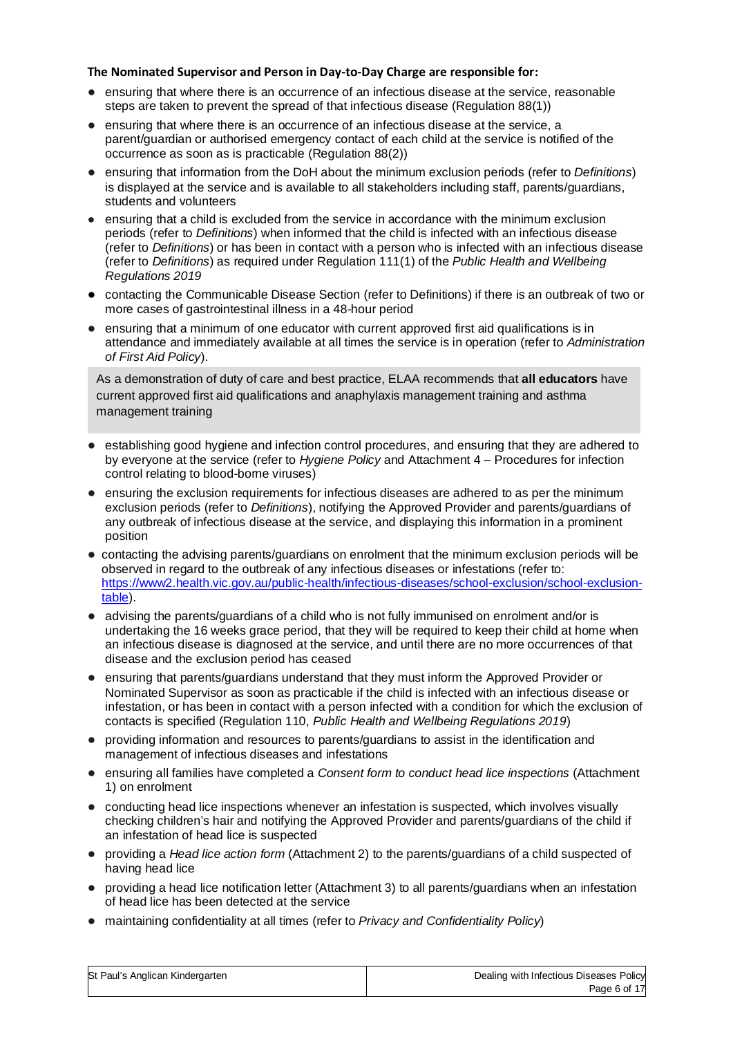**The Nominated Supervisor and Person in Day-to-Day Charge are responsible for:**

- ensuring that where there is an occurrence of an infectious disease at the service, reasonable steps are taken to prevent the spread of that infectious disease (Regulation 88(1))
- ensuring that where there is an occurrence of an infectious disease at the service, a parent/guardian or authorised emergency contact of each child at the service is notified of the occurrence as soon as is practicable (Regulation 88(2))
- ensuring that information from the DoH about the minimum exclusion periods (refer to *Definitions*) is displayed at the service and is available to all stakeholders including staff, parents/guardians, students and volunteers
- ensuring that a child is excluded from the service in accordance with the minimum exclusion periods (refer to *Definitions*) when informed that the child is infected with an infectious disease (refer to *Definitions*) or has been in contact with a person who is infected with an infectious disease (refer to *Definitions*) as required under Regulation 111(1) of the *Public Health and Wellbeing Regulations 2019*
- contacting the Communicable Disease Section (refer to Definitions) if there is an outbreak of two or more cases of gastrointestinal illness in a 48-hour period
- ensuring that a minimum of one educator with current approved first aid qualifications is in attendance and immediately available at all times the service is in operation (refer to *Administration of First Aid Policy*).

> As a demonstration of duty of care and best practice, ELAA recommends that **all educators** have current approved first aid qualifications and anaphylaxis management training and asthma management training

- establishing good hygiene and infection control procedures, and ensuring that they are adhered to by everyone at the service (refer to *Hygiene Policy* and Attachment 4 – Procedures for infection control relating to blood-borne viruses)
- ensuring the exclusion requirements for infectious diseases are adhered to as per the minimum exclusion periods (refer to *Definitions*), notifying the Approved Provider and parents/guardians of any outbreak of infectious disease at the service, and displaying this information in a prominent position
- contacting the advising parents/guardians on enrolment that the minimum exclusion periods will be observed in regard to the outbreak of any infectious diseases or infestations (refer to: https://www2.health.vic.gov.au/public-health/infectious-diseases/school-exclusion/school-exclusion-table).
- advising the parents/guardians of a child who is not fully immunised on enrolment and/or is undertaking the 16 weeks grace period, that they will be required to keep their child at home when an infectious disease is diagnosed at the service, and until there are no more occurrences of that disease and the exclusion period has ceased
- ensuring that parents/guardians understand that they must inform the Approved Provider or Nominated Supervisor as soon as practicable if the child is infected with an infectious disease or infestation, or has been in contact with a person infected with a condition for which the exclusion of contacts is specified (Regulation 110, *Public Health and Wellbeing Regulations 2019*)
- providing information and resources to parents/guardians to assist in the identification and management of infectious diseases and infestations
- ensuring all families have completed a *Consent form to conduct head lice inspections* (Attachment 1) on enrolment
- conducting head lice inspections whenever an infestation is suspected, which involves visually checking children's hair and notifying the Approved Provider and parents/guardians of the child if an infestation of head lice is suspected
- providing a *Head lice action form* (Attachment 2) to the parents/guardians of a child suspected of having head lice
- providing a head lice notification letter (Attachment 3) to all parents/guardians when an infestation of head lice has been detected at the service
- maintaining confidentiality at all times (refer to *Privacy and Confidentiality Policy*)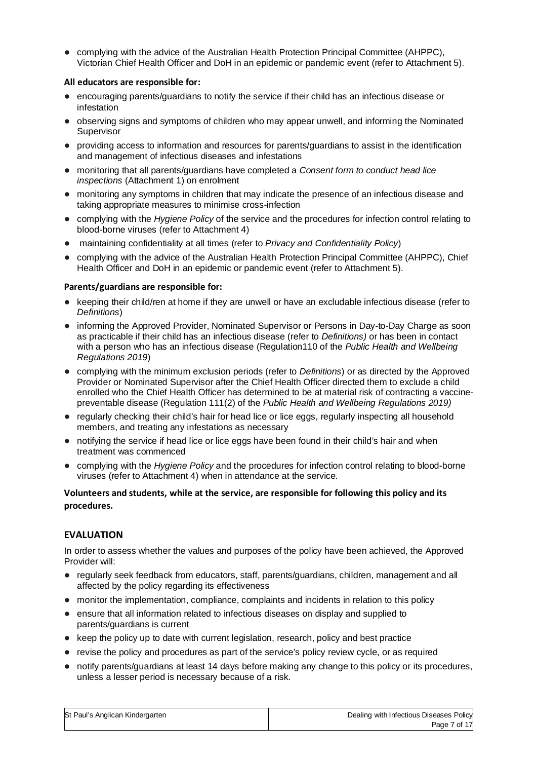- complying with the advice of the Australian Health Protection Principal Committee (AHPPC), Victorian Chief Health Officer and DoH in an epidemic or pandemic event (refer to Attachment 5).

**All educators are responsible for:**

- encouraging parents/guardians to notify the service if their child has an infectious disease or infestation
- observing signs and symptoms of children who may appear unwell, and informing the Nominated Supervisor
- providing access to information and resources for parents/guardians to assist in the identification and management of infectious diseases and infestations
- monitoring that all parents/guardians have completed a *Consent form to conduct head lice inspections* (Attachment 1) on enrolment
- monitoring any symptoms in children that may indicate the presence of an infectious disease and taking appropriate measures to minimise cross-infection
- complying with the *Hygiene Policy* of the service and the procedures for infection control relating to blood-borne viruses (refer to Attachment 4)
- maintaining confidentiality at all times (refer to *Privacy and Confidentiality Policy*)
- complying with the advice of the Australian Health Protection Principal Committee (AHPPC), Chief Health Officer and DoH in an epidemic or pandemic event (refer to Attachment 5).

**Parents/guardians are responsible for:**

- keeping their child/ren at home if they are unwell or have an excludable infectious disease (refer to *Definitions*)
- informing the Approved Provider, Nominated Supervisor or Persons in Day-to-Day Charge as soon as practicable if their child has an infectious disease (refer to *Definitions)* or has been in contact with a person who has an infectious disease (Regulation110 of the *Public Health and Wellbeing Regulations 2019*)
- complying with the minimum exclusion periods (refer to *Definitions*) or as directed by the Approved Provider or Nominated Supervisor after the Chief Health Officer directed them to exclude a child enrolled who the Chief Health Officer has determined to be at material risk of contracting a vaccine-preventable disease (Regulation 111(2) of the *Public Health and Wellbeing Regulations 2019)*
- regularly checking their child's hair for head lice or lice eggs, regularly inspecting all household members, and treating any infestations as necessary
- notifying the service if head lice or lice eggs have been found in their child's hair and when treatment was commenced
- complying with the *Hygiene Policy* and the procedures for infection control relating to blood-borne viruses (refer to Attachment 4) when in attendance at the service.

**Volunteers and students, while at the service, are responsible for following this policy and its procedures.**

## EVALUATION

In order to assess whether the values and purposes of the policy have been achieved, the Approved Provider will:

- regularly seek feedback from educators, staff, parents/guardians, children, management and all affected by the policy regarding its effectiveness
- monitor the implementation, compliance, complaints and incidents in relation to this policy
- ensure that all information related to infectious diseases on display and supplied to parents/guardians is current
- keep the policy up to date with current legislation, research, policy and best practice
- revise the policy and procedures as part of the service's policy review cycle, or as required
- notify parents/guardians at least 14 days before making any change to this policy or its procedures, unless a lesser period is necessary because of a risk.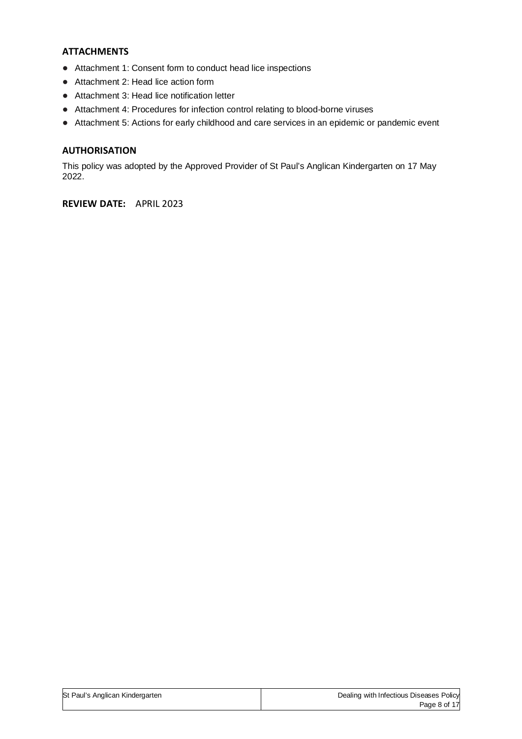## ATTACHMENTS

- Attachment 1: Consent form to conduct head lice inspections
- Attachment 2: Head lice action form
- Attachment 3: Head lice notification letter
- Attachment 4: Procedures for infection control relating to blood-borne viruses
- Attachment 5: Actions for early childhood and care services in an epidemic or pandemic event

## AUTHORISATION

This policy was adopted by the Approved Provider of St Paul's Anglican Kindergarten on 17 May 2022.

**REVIEW DATE:** APRIL 2023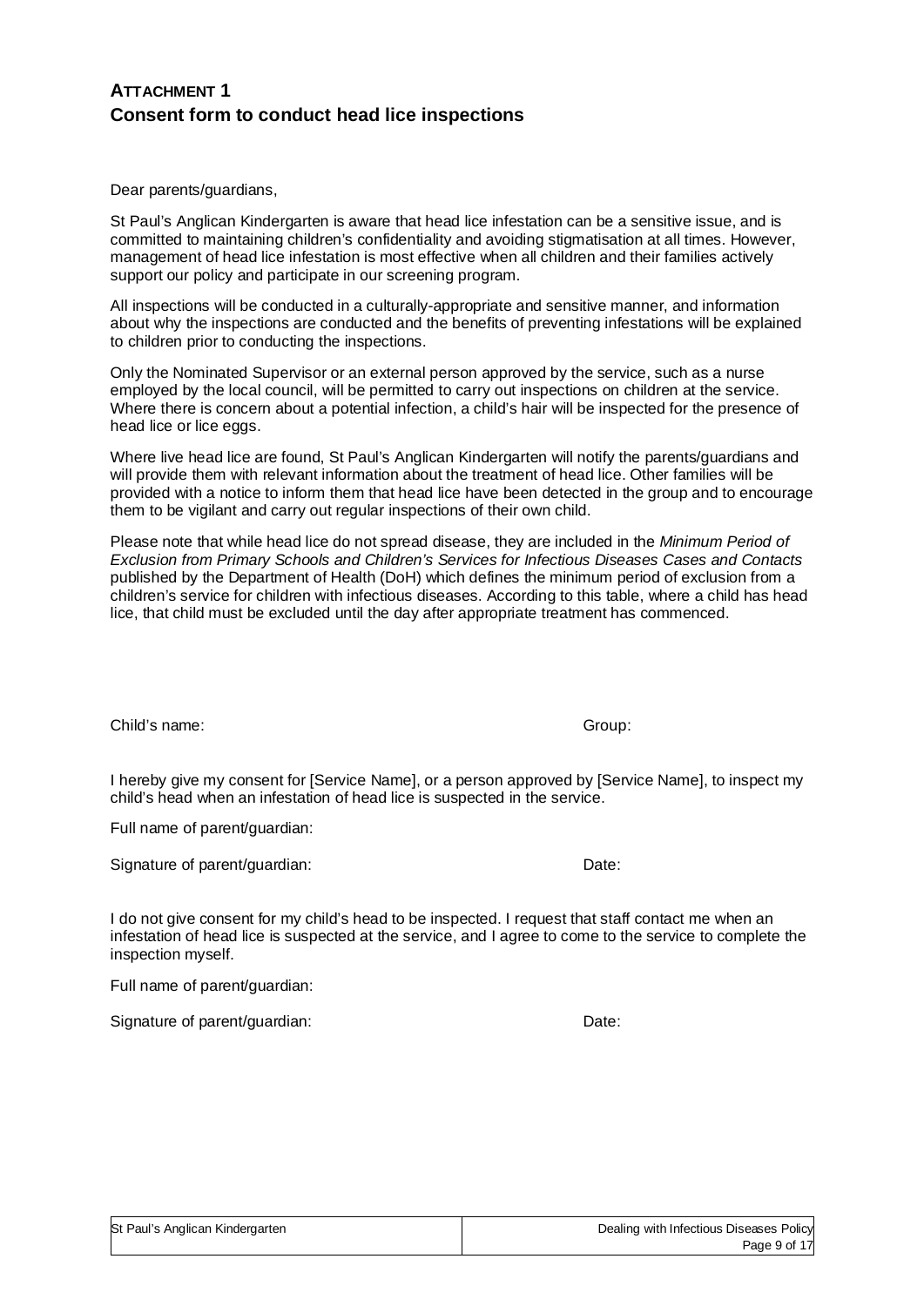## ATTACHMENT 1
## Consent form to conduct head lice inspections

Dear parents/guardians,

St Paul's Anglican Kindergarten is aware that head lice infestation can be a sensitive issue, and is committed to maintaining children's confidentiality and avoiding stigmatisation at all times. However, management of head lice infestation is most effective when all children and their families actively support our policy and participate in our screening program.

All inspections will be conducted in a culturally-appropriate and sensitive manner, and information about why the inspections are conducted and the benefits of preventing infestations will be explained to children prior to conducting the inspections.

Only the Nominated Supervisor or an external person approved by the service, such as a nurse employed by the local council, will be permitted to carry out inspections on children at the service. Where there is concern about a potential infection, a child's hair will be inspected for the presence of head lice or lice eggs.

Where live head lice are found, St Paul's Anglican Kindergarten will notify the parents/guardians and will provide them with relevant information about the treatment of head lice. Other families will be provided with a notice to inform them that head lice have been detected in the group and to encourage them to be vigilant and carry out regular inspections of their own child.

Please note that while head lice do not spread disease, they are included in the *Minimum Period of Exclusion from Primary Schools and Children's Services for Infectious Diseases Cases and Contacts* published by the Department of Health (DoH) which defines the minimum period of exclusion from a children's service for children with infectious diseases. According to this table, where a child has head lice, that child must be excluded until the day after appropriate treatment has commenced.

Child's name: Group:

I hereby give my consent for [Service Name], or a person approved by [Service Name], to inspect my child's head when an infestation of head lice is suspected in the service.

Full name of parent/guardian:

Signature of parent/guardian: Date:

I do not give consent for my child's head to be inspected. I request that staff contact me when an infestation of head lice is suspected at the service, and I agree to come to the service to complete the inspection myself.

Full name of parent/guardian:

Signature of parent/guardian: Date: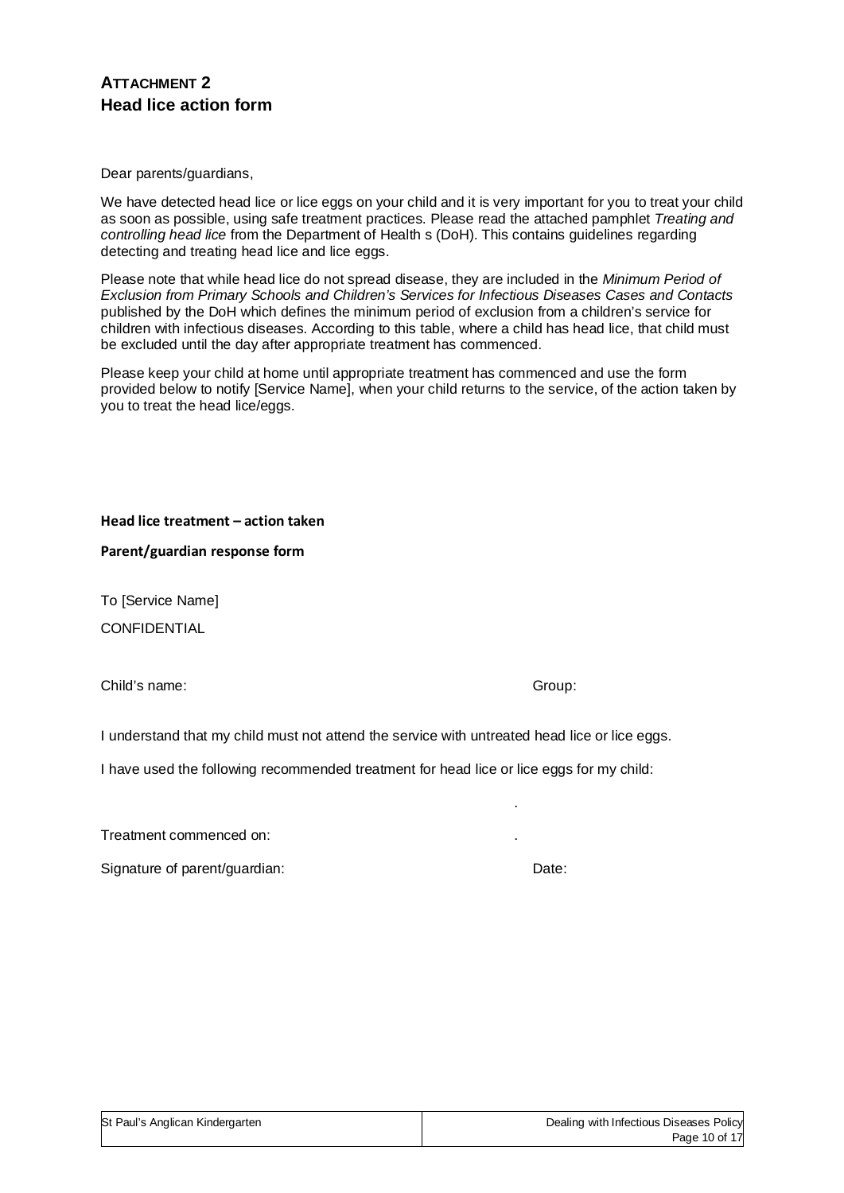## ATTACHMENT 2
## Head lice action form

Dear parents/guardians,

We have detected head lice or lice eggs on your child and it is very important for you to treat your child as soon as possible, using safe treatment practices. Please read the attached pamphlet *Treating and controlling head lice* from the Department of Health s (DoH). This contains guidelines regarding detecting and treating head lice and lice eggs.

Please note that while head lice do not spread disease, they are included in the *Minimum Period of Exclusion from Primary Schools and Children's Services for Infectious Diseases Cases and Contacts* published by the DoH which defines the minimum period of exclusion from a children's service for children with infectious diseases. According to this table, where a child has head lice, that child must be excluded until the day after appropriate treatment has commenced.

Please keep your child at home until appropriate treatment has commenced and use the form provided below to notify [Service Name], when your child returns to the service, of the action taken by you to treat the head lice/eggs.

**Head lice treatment – action taken**

**Parent/guardian response form**

To [Service Name]

CONFIDENTIAL

Child's name: Group:

I understand that my child must not attend the service with untreated head lice or lice eggs.

I have used the following recommended treatment for head lice or lice eggs for my child:

.

Treatment commenced on: .

Signature of parent/guardian: Date: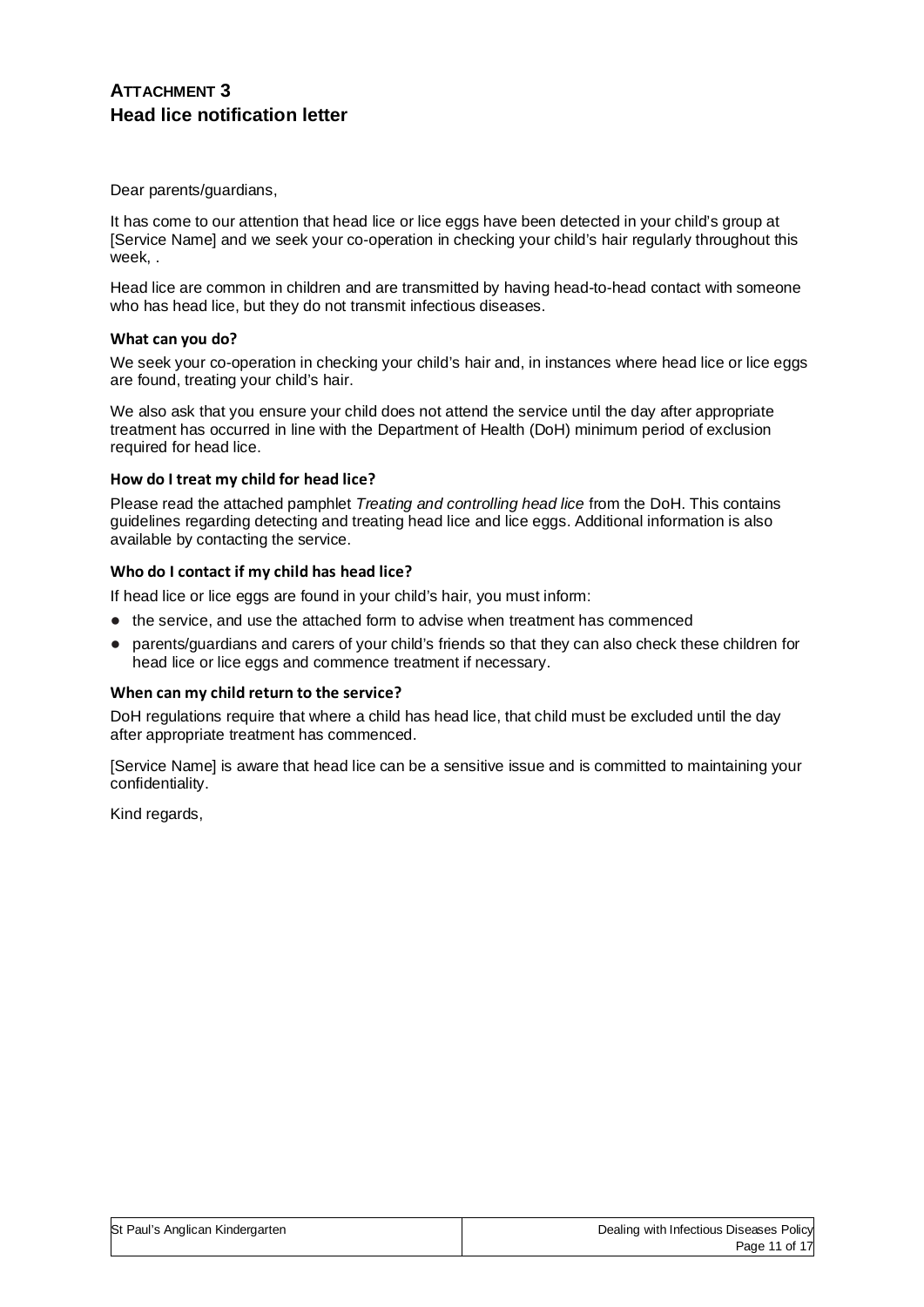## ATTACHMENT 3
## Head lice notification letter

Dear parents/guardians,

It has come to our attention that head lice or lice eggs have been detected in your child's group at [Service Name] and we seek your co-operation in checking your child's hair regularly throughout this week, .

Head lice are common in children and are transmitted by having head-to-head contact with someone who has head lice, but they do not transmit infectious diseases.

### What can you do?

We seek your co-operation in checking your child's hair and, in instances where head lice or lice eggs are found, treating your child's hair.

We also ask that you ensure your child does not attend the service until the day after appropriate treatment has occurred in line with the Department of Health (DoH) minimum period of exclusion required for head lice.

### How do I treat my child for head lice?

Please read the attached pamphlet *Treating and controlling head lice* from the DoH. This contains guidelines regarding detecting and treating head lice and lice eggs. Additional information is also available by contacting the service.

### Who do I contact if my child has head lice?

If head lice or lice eggs are found in your child's hair, you must inform:

- the service, and use the attached form to advise when treatment has commenced
- parents/guardians and carers of your child's friends so that they can also check these children for head lice or lice eggs and commence treatment if necessary.

### When can my child return to the service?

DoH regulations require that where a child has head lice, that child must be excluded until the day after appropriate treatment has commenced.

[Service Name] is aware that head lice can be a sensitive issue and is committed to maintaining your confidentiality.

Kind regards,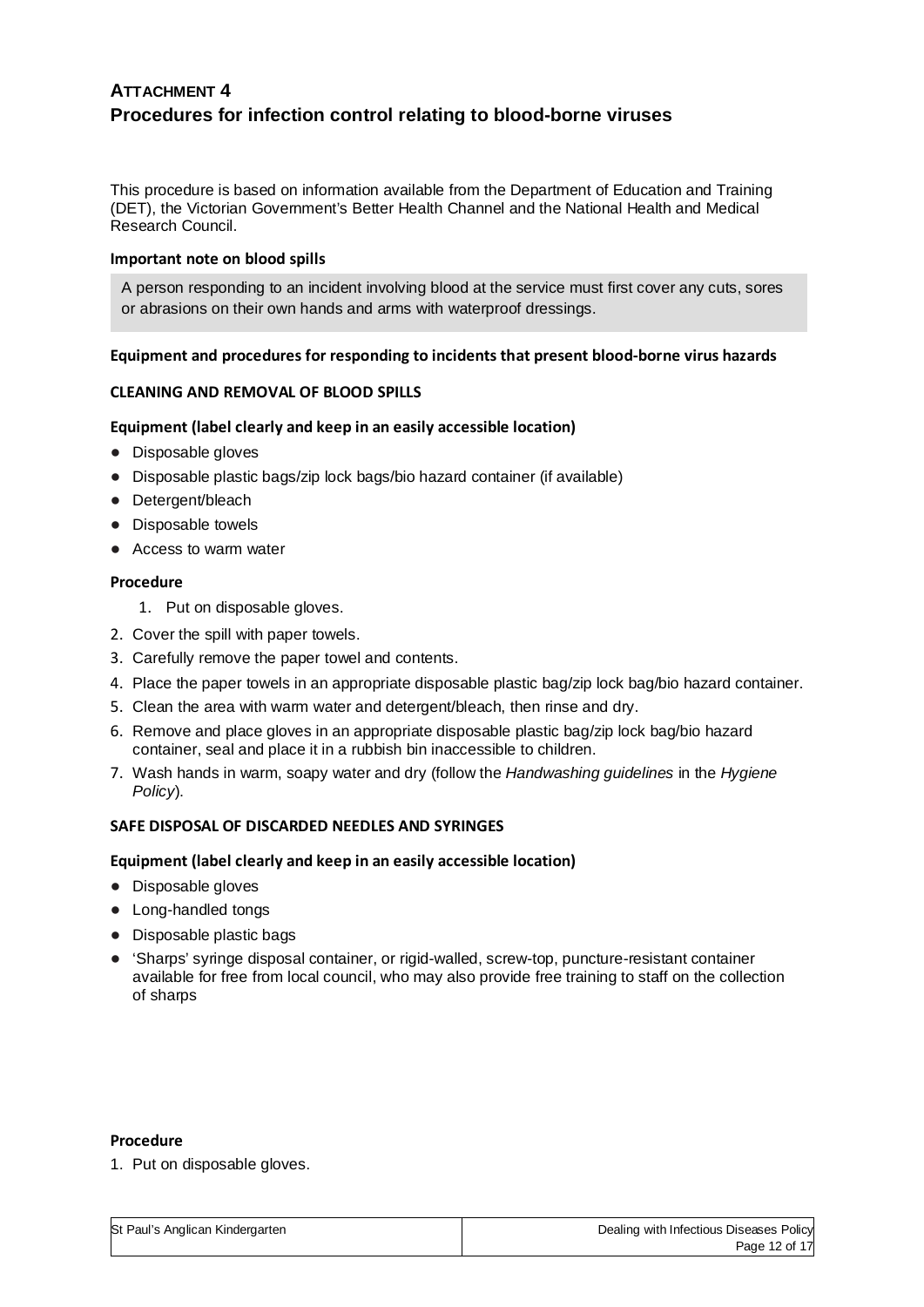# ATTACHMENT 4
# Procedures for infection control relating to blood-borne viruses

This procedure is based on information available from the Department of Education and Training (DET), the Victorian Government's Better Health Channel and the National Health and Medical Research Council.

**Important note on blood spills**

A person responding to an incident involving blood at the service must first cover any cuts, sores or abrasions on their own hands and arms with waterproof dressings.

**Equipment and procedures for responding to incidents that present blood-borne virus hazards**

**CLEANING AND REMOVAL OF BLOOD SPILLS**

**Equipment (label clearly and keep in an easily accessible location)**

- Disposable gloves
- Disposable plastic bags/zip lock bags/bio hazard container (if available)
- Detergent/bleach
- Disposable towels
- Access to warm water

**Procedure**

1. Put on disposable gloves.
2. Cover the spill with paper towels.
3. Carefully remove the paper towel and contents.
4. Place the paper towels in an appropriate disposable plastic bag/zip lock bag/bio hazard container.
5. Clean the area with warm water and detergent/bleach, then rinse and dry.
6. Remove and place gloves in an appropriate disposable plastic bag/zip lock bag/bio hazard container, seal and place it in a rubbish bin inaccessible to children.
7. Wash hands in warm, soapy water and dry (follow the *Handwashing guidelines* in the *Hygiene Policy*).

**SAFE DISPOSAL OF DISCARDED NEEDLES AND SYRINGES**

**Equipment (label clearly and keep in an easily accessible location)**

- Disposable gloves
- Long-handled tongs
- Disposable plastic bags
- 'Sharps' syringe disposal container, or rigid-walled, screw-top, puncture-resistant container available for free from local council, who may also provide free training to staff on the collection of sharps

**Procedure**

1. Put on disposable gloves.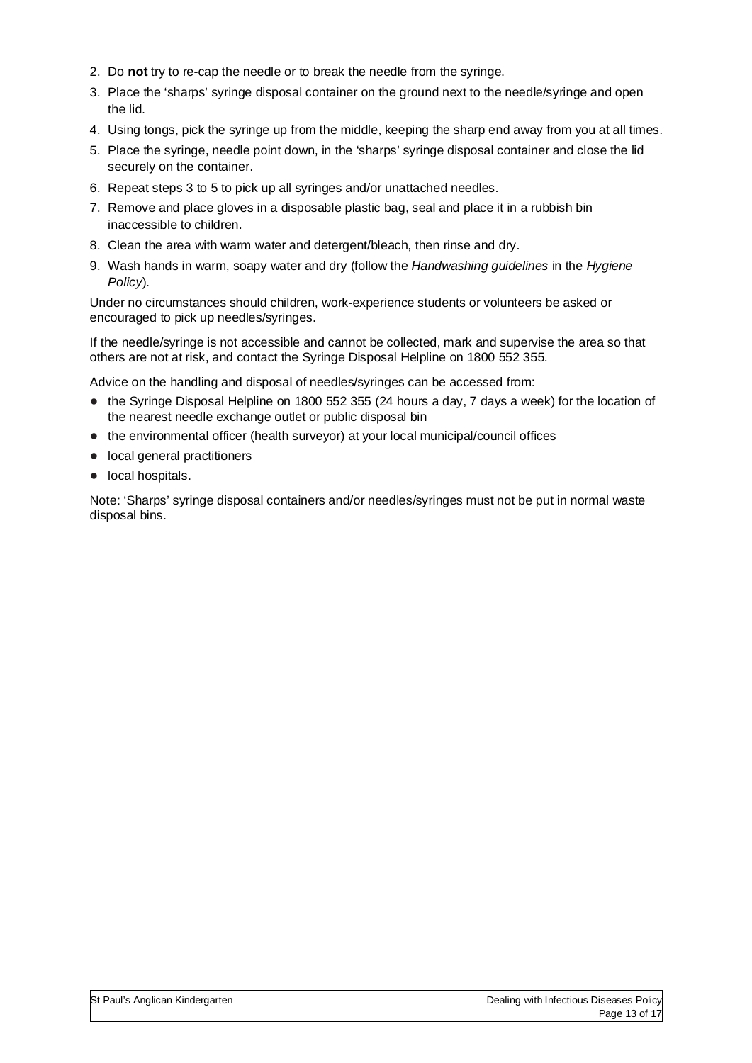2. Do **not** try to re-cap the needle or to break the needle from the syringe.
3. Place the 'sharps' syringe disposal container on the ground next to the needle/syringe and open the lid.
4. Using tongs, pick the syringe up from the middle, keeping the sharp end away from you at all times.
5. Place the syringe, needle point down, in the 'sharps' syringe disposal container and close the lid securely on the container.
6. Repeat steps 3 to 5 to pick up all syringes and/or unattached needles.
7. Remove and place gloves in a disposable plastic bag, seal and place it in a rubbish bin inaccessible to children.
8. Clean the area with warm water and detergent/bleach, then rinse and dry.
9. Wash hands in warm, soapy water and dry (follow the *Handwashing guidelines* in the *Hygiene Policy*).

Under no circumstances should children, work-experience students or volunteers be asked or encouraged to pick up needles/syringes.

If the needle/syringe is not accessible and cannot be collected, mark and supervise the area so that others are not at risk, and contact the Syringe Disposal Helpline on 1800 552 355.

Advice on the handling and disposal of needles/syringes can be accessed from:

- the Syringe Disposal Helpline on 1800 552 355 (24 hours a day, 7 days a week) for the location of the nearest needle exchange outlet or public disposal bin
- the environmental officer (health surveyor) at your local municipal/council offices
- local general practitioners
- local hospitals.

Note: 'Sharps' syringe disposal containers and/or needles/syringes must not be put in normal waste disposal bins.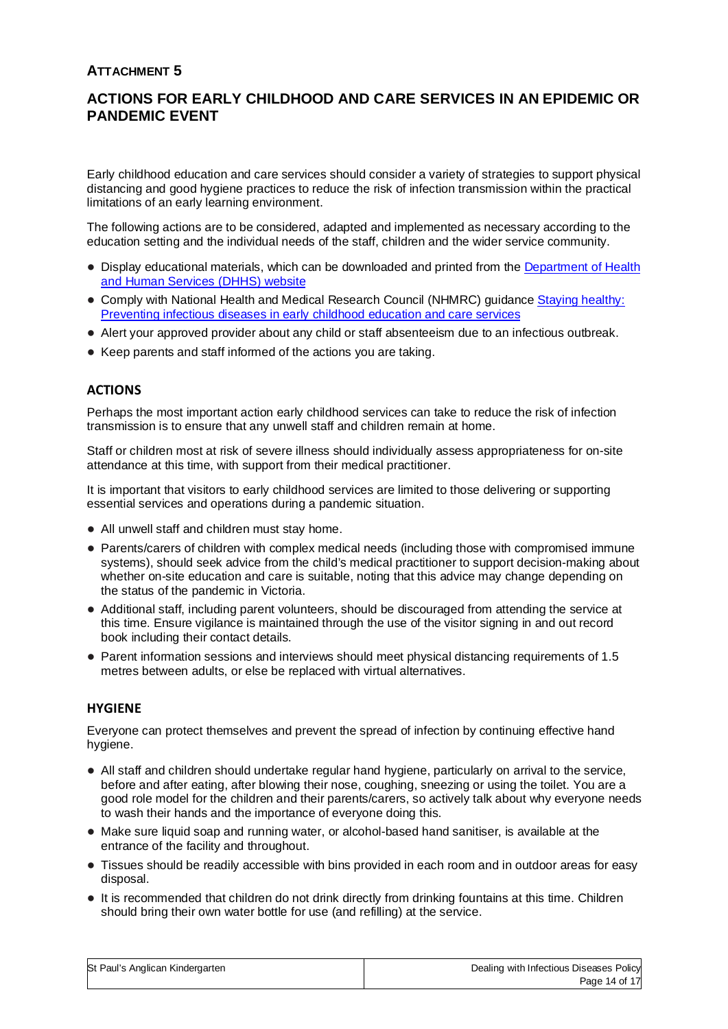**ATTACHMENT 5**

## ACTIONS FOR EARLY CHILDHOOD AND CARE SERVICES IN AN EPIDEMIC OR PANDEMIC EVENT

Early childhood education and care services should consider a variety of strategies to support physical distancing and good hygiene practices to reduce the risk of infection transmission within the practical limitations of an early learning environment.

The following actions are to be considered, adapted and implemented as necessary according to the education setting and the individual needs of the staff, children and the wider service community.

- Display educational materials, which can be downloaded and printed from the Department of Health and Human Services (DHHS) website
- Comply with National Health and Medical Research Council (NHMRC) guidance Staying healthy: Preventing infectious diseases in early childhood education and care services
- Alert your approved provider about any child or staff absenteeism due to an infectious outbreak.
- Keep parents and staff informed of the actions you are taking.

### ACTIONS

Perhaps the most important action early childhood services can take to reduce the risk of infection transmission is to ensure that any unwell staff and children remain at home.

Staff or children most at risk of severe illness should individually assess appropriateness for on-site attendance at this time, with support from their medical practitioner.

It is important that visitors to early childhood services are limited to those delivering or supporting essential services and operations during a pandemic situation.

- All unwell staff and children must stay home.
- Parents/carers of children with complex medical needs (including those with compromised immune systems), should seek advice from the child's medical practitioner to support decision-making about whether on-site education and care is suitable, noting that this advice may change depending on the status of the pandemic in Victoria.
- Additional staff, including parent volunteers, should be discouraged from attending the service at this time. Ensure vigilance is maintained through the use of the visitor signing in and out record book including their contact details.
- Parent information sessions and interviews should meet physical distancing requirements of 1.5 metres between adults, or else be replaced with virtual alternatives.

### HYGIENE

Everyone can protect themselves and prevent the spread of infection by continuing effective hand hygiene.

- All staff and children should undertake regular hand hygiene, particularly on arrival to the service, before and after eating, after blowing their nose, coughing, sneezing or using the toilet. You are a good role model for the children and their parents/carers, so actively talk about why everyone needs to wash their hands and the importance of everyone doing this.
- Make sure liquid soap and running water, or alcohol-based hand sanitiser, is available at the entrance of the facility and throughout.
- Tissues should be readily accessible with bins provided in each room and in outdoor areas for easy disposal.
- It is recommended that children do not drink directly from drinking fountains at this time. Children should bring their own water bottle for use (and refilling) at the service.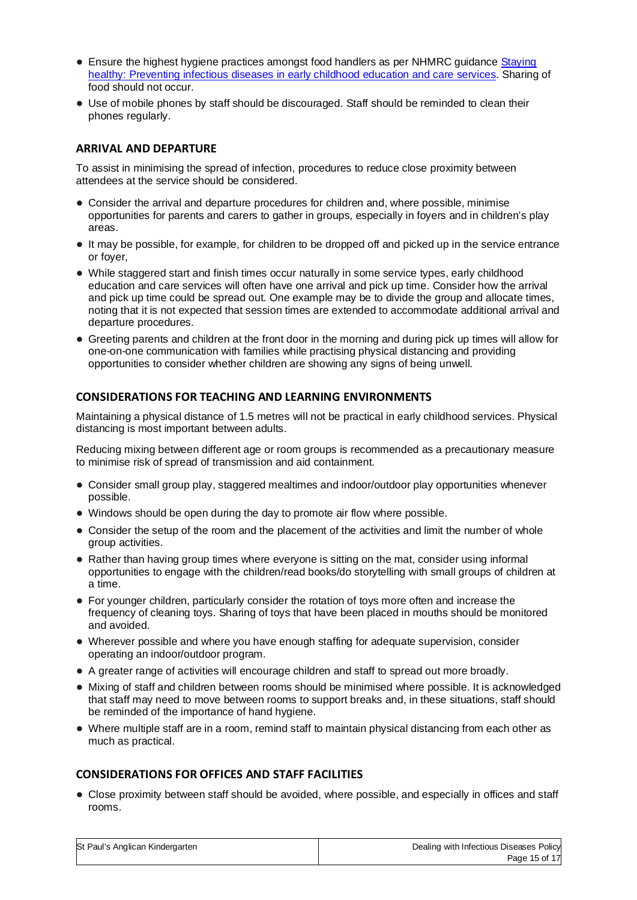- Ensure the highest hygiene practices amongst food handlers as per NHMRC guidance [Staying healthy: Preventing infectious diseases in early childhood education and care services](). Sharing of food should not occur.
- Use of mobile phones by staff should be discouraged. Staff should be reminded to clean their phones regularly.

### ARRIVAL AND DEPARTURE

To assist in minimising the spread of infection, procedures to reduce close proximity between attendees at the service should be considered.

- Consider the arrival and departure procedures for children and, where possible, minimise opportunities for parents and carers to gather in groups, especially in foyers and in children's play areas.
- It may be possible, for example, for children to be dropped off and picked up in the service entrance or foyer,
- While staggered start and finish times occur naturally in some service types, early childhood education and care services will often have one arrival and pick up time. Consider how the arrival and pick up time could be spread out. One example may be to divide the group and allocate times, noting that it is not expected that session times are extended to accommodate additional arrival and departure procedures.
- Greeting parents and children at the front door in the morning and during pick up times will allow for one-on-one communication with families while practising physical distancing and providing opportunities to consider whether children are showing any signs of being unwell.

### CONSIDERATIONS FOR TEACHING AND LEARNING ENVIRONMENTS

Maintaining a physical distance of 1.5 metres will not be practical in early childhood services. Physical distancing is most important between adults.

Reducing mixing between different age or room groups is recommended as a precautionary measure to minimise risk of spread of transmission and aid containment.

- Consider small group play, staggered mealtimes and indoor/outdoor play opportunities whenever possible.
- Windows should be open during the day to promote air flow where possible.
- Consider the setup of the room and the placement of the activities and limit the number of whole group activities.
- Rather than having group times where everyone is sitting on the mat, consider using informal opportunities to engage with the children/read books/do storytelling with small groups of children at a time.
- For younger children, particularly consider the rotation of toys more often and increase the frequency of cleaning toys. Sharing of toys that have been placed in mouths should be monitored and avoided.
- Wherever possible and where you have enough staffing for adequate supervision, consider operating an indoor/outdoor program.
- A greater range of activities will encourage children and staff to spread out more broadly.
- Mixing of staff and children between rooms should be minimised where possible. It is acknowledged that staff may need to move between rooms to support breaks and, in these situations, staff should be reminded of the importance of hand hygiene.
- Where multiple staff are in a room, remind staff to maintain physical distancing from each other as much as practical.

### CONSIDERATIONS FOR OFFICES AND STAFF FACILITIES

- Close proximity between staff should be avoided, where possible, and especially in offices and staff rooms.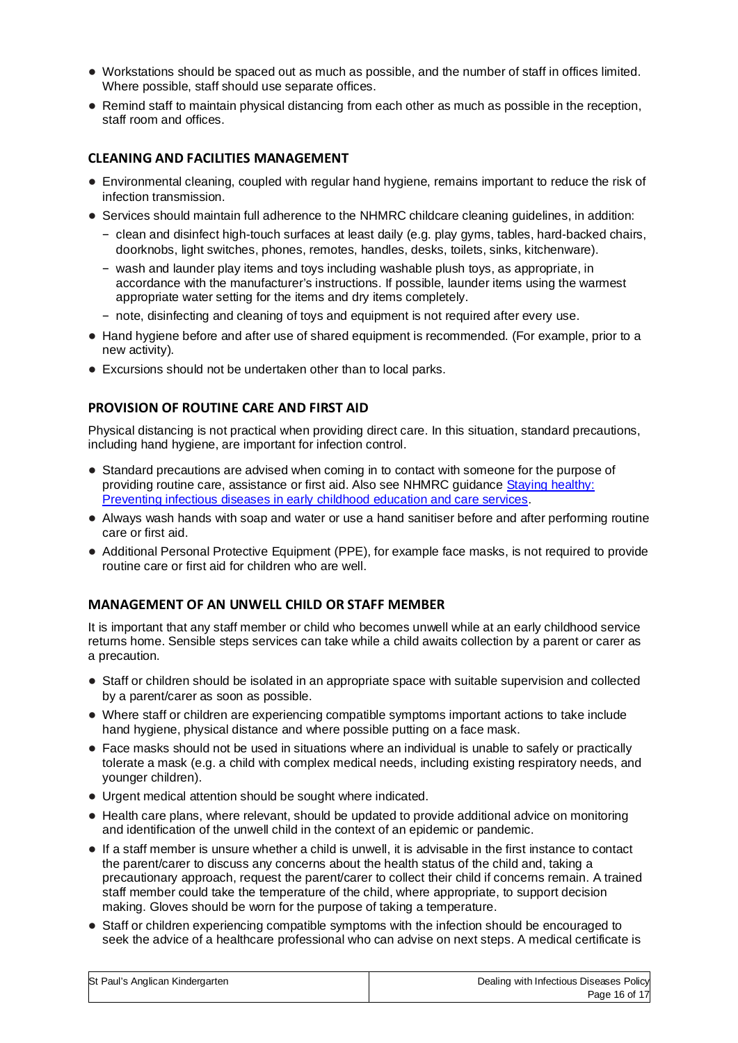- Workstations should be spaced out as much as possible, and the number of staff in offices limited. Where possible, staff should use separate offices.
- Remind staff to maintain physical distancing from each other as much as possible in the reception, staff room and offices.

### CLEANING AND FACILITIES MANAGEMENT

- Environmental cleaning, coupled with regular hand hygiene, remains important to reduce the risk of infection transmission.
- Services should maintain full adherence to the NHMRC childcare cleaning guidelines, in addition:
  - clean and disinfect high-touch surfaces at least daily (e.g. play gyms, tables, hard-backed chairs, doorknobs, light switches, phones, remotes, handles, desks, toilets, sinks, kitchenware).
  - wash and launder play items and toys including washable plush toys, as appropriate, in accordance with the manufacturer's instructions. If possible, launder items using the warmest appropriate water setting for the items and dry items completely.
  - note, disinfecting and cleaning of toys and equipment is not required after every use.
- Hand hygiene before and after use of shared equipment is recommended. (For example, prior to a new activity).
- Excursions should not be undertaken other than to local parks.

### PROVISION OF ROUTINE CARE AND FIRST AID

Physical distancing is not practical when providing direct care. In this situation, standard precautions, including hand hygiene, are important for infection control.

- Standard precautions are advised when coming in to contact with someone for the purpose of providing routine care, assistance or first aid. Also see NHMRC guidance [Staying healthy: Preventing infectious diseases in early childhood education and care services](#).
- Always wash hands with soap and water or use a hand sanitiser before and after performing routine care or first aid.
- Additional Personal Protective Equipment (PPE), for example face masks, is not required to provide routine care or first aid for children who are well.

### MANAGEMENT OF AN UNWELL CHILD OR STAFF MEMBER

It is important that any staff member or child who becomes unwell while at an early childhood service returns home. Sensible steps services can take while a child awaits collection by a parent or carer as a precaution.

- Staff or children should be isolated in an appropriate space with suitable supervision and collected by a parent/carer as soon as possible.
- Where staff or children are experiencing compatible symptoms important actions to take include hand hygiene, physical distance and where possible putting on a face mask.
- Face masks should not be used in situations where an individual is unable to safely or practically tolerate a mask (e.g. a child with complex medical needs, including existing respiratory needs, and younger children).
- Urgent medical attention should be sought where indicated.
- Health care plans, where relevant, should be updated to provide additional advice on monitoring and identification of the unwell child in the context of an epidemic or pandemic.
- If a staff member is unsure whether a child is unwell, it is advisable in the first instance to contact the parent/carer to discuss any concerns about the health status of the child and, taking a precautionary approach, request the parent/carer to collect their child if concerns remain. A trained staff member could take the temperature of the child, where appropriate, to support decision making. Gloves should be worn for the purpose of taking a temperature.
- Staff or children experiencing compatible symptoms with the infection should be encouraged to seek the advice of a healthcare professional who can advise on next steps. A medical certificate is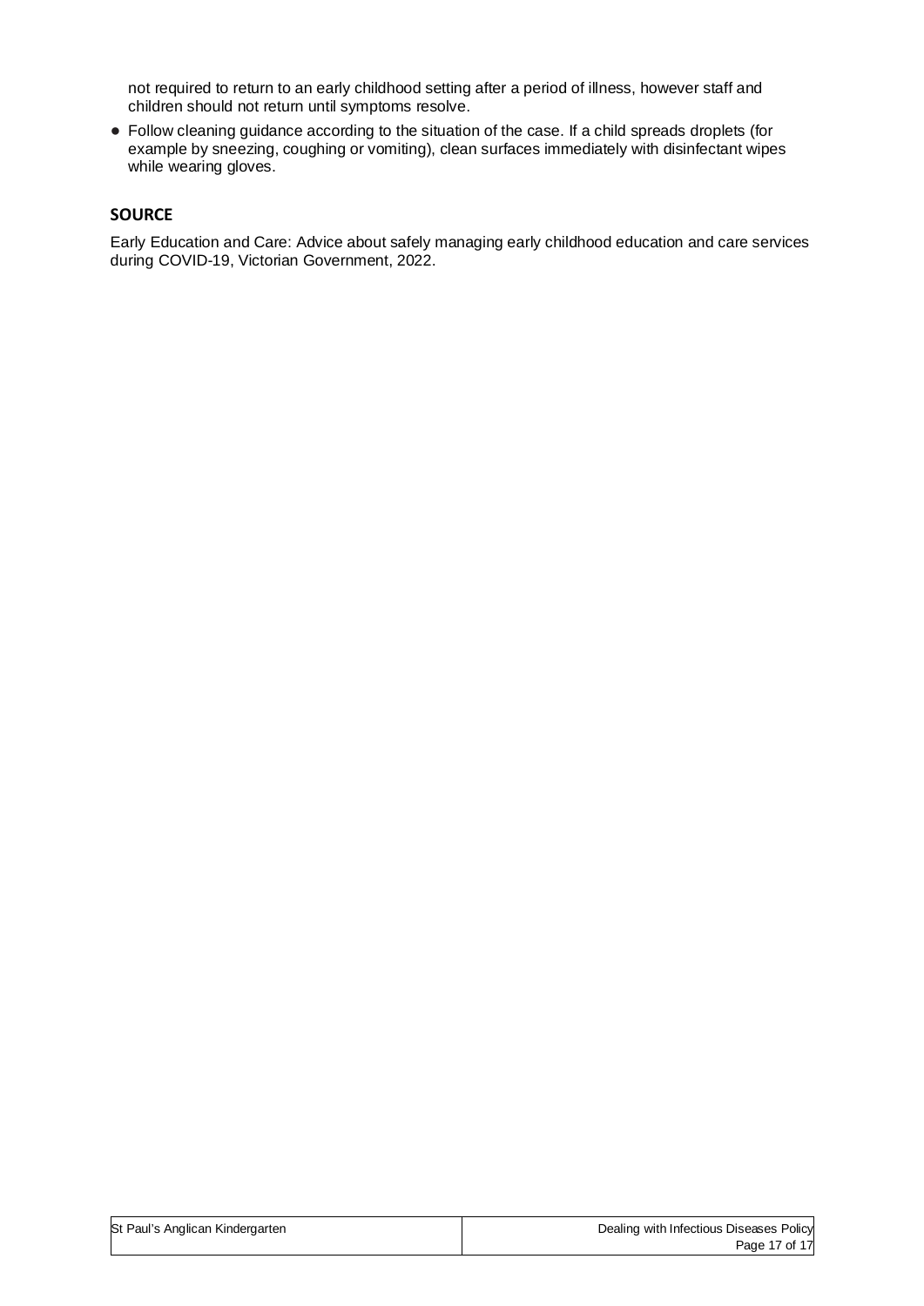not required to return to an early childhood setting after a period of illness, however staff and children should not return until symptoms resolve.

- Follow cleaning guidance according to the situation of the case. If a child spreads droplets (for example by sneezing, coughing or vomiting), clean surfaces immediately with disinfectant wipes while wearing gloves.

## SOURCE

Early Education and Care: Advice about safely managing early childhood education and care services during COVID-19, Victorian Government, 2022.